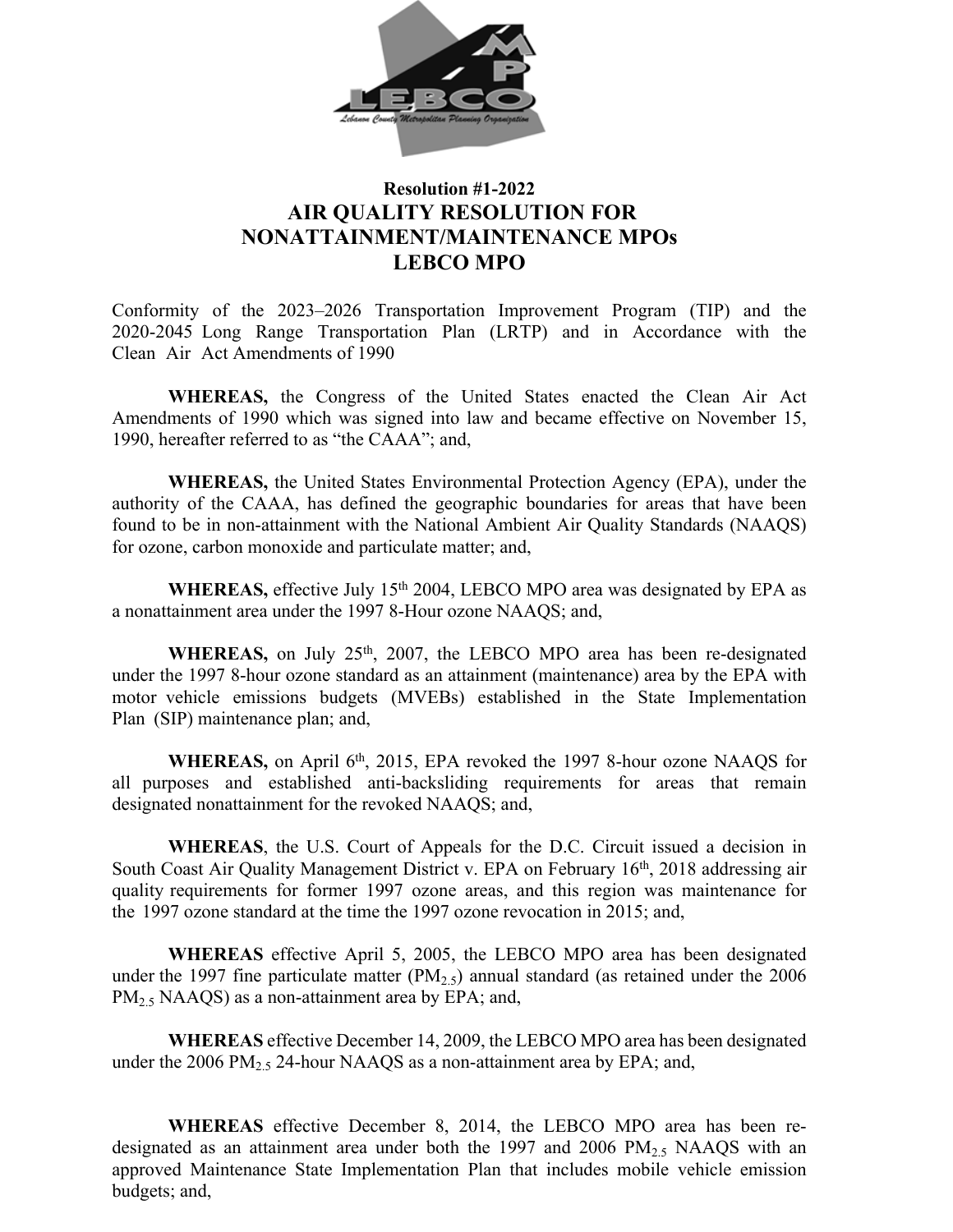**Resolution #1-2022**

# AIR QUALITY RESOLUTION FOR NONATTAINMENT/MAINTENANCE MPOs LEBCO MPO

Conformity of the 2023–2026 Transportation Improvement Program (TIP) and the 2020-2045 Long Range Transportation Plan (LRTP) and in Accordance with the Clean Air Act Amendments of 1990

**WHEREAS,** the Congress of the United States enacted the Clean Air Act Amendments of 1990 which was signed into law and became effective on November 15, 1990, hereafter referred to as "the CAAA"; and,

**WHEREAS,** the United States Environmental Protection Agency (EPA), under the authority of the CAAA, has defined the geographic boundaries for areas that have been found to be in non-attainment with the National Ambient Air Quality Standards (NAAQS) for ozone, carbon monoxide and particulate matter; and,

**WHEREAS,** effective July 15th 2004, LEBCO MPO area was designated by EPA as a nonattainment area under the 1997 8-Hour ozone NAAQS; and,

**WHEREAS,** on July 25th, 2007, the LEBCO MPO area has been re-designated under the 1997 8-hour ozone standard as an attainment (maintenance) area by the EPA with motor vehicle emissions budgets (MVEBs) established in the State Implementation Plan (SIP) maintenance plan; and,

**WHEREAS,** on April 6th, 2015, EPA revoked the 1997 8-hour ozone NAAQS for all purposes and established anti-backsliding requirements for areas that remain designated nonattainment for the revoked NAAQS; and,

**WHEREAS**, the U.S. Court of Appeals for the D.C. Circuit issued a decision in South Coast Air Quality Management District v. EPA on February 16th, 2018 addressing air quality requirements for former 1997 ozone areas, and this region was maintenance for the 1997 ozone standard at the time the 1997 ozone revocation in 2015; and,

**WHEREAS** effective April 5, 2005, the LEBCO MPO area has been designated under the 1997 fine particulate matter ($PM_{2.5}$) annual standard (as retained under the 2006 $PM_{2.5}$ NAAQS) as a non-attainment area by EPA; and,

**WHEREAS** effective December 14, 2009, the LEBCO MPO area has been designated under the 2006 $PM_{2.5}$ 24-hour NAAQS as a non-attainment area by EPA; and,

**WHEREAS** effective December 8, 2014, the LEBCO MPO area has been re-designated as an attainment area under both the 1997 and 2006 $PM_{2.5}$ NAAQS with an approved Maintenance State Implementation Plan that includes mobile vehicle emission budgets; and,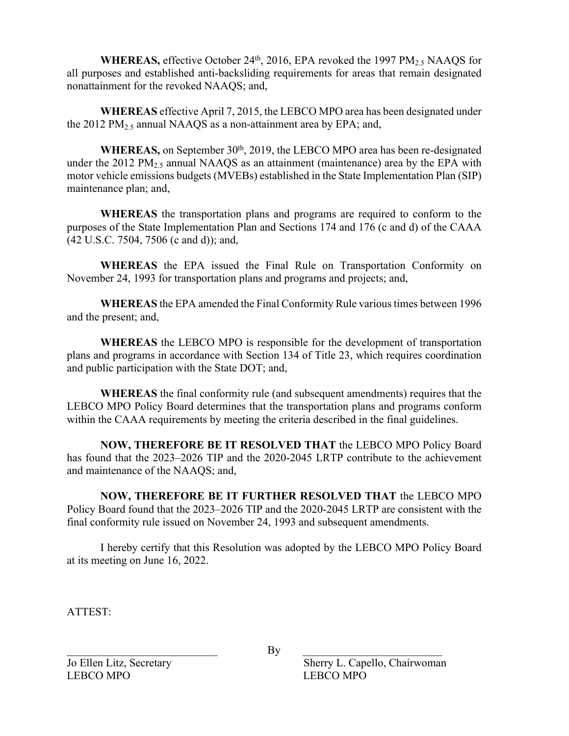**WHEREAS,** effective October 24th, 2016, EPA revoked the 1997 $PM_{2.5}$ NAAQS for all purposes and established anti-backsliding requirements for areas that remain designated nonattainment for the revoked NAAQS; and,

**WHEREAS** effective April 7, 2015, the LEBCO MPO area has been designated under the 2012 $PM_{2.5}$ annual NAAQS as a non-attainment area by EPA; and,

**WHEREAS,** on September 30th, 2019, the LEBCO MPO area has been re-designated under the 2012 $PM_{2.5}$ annual NAAQS as an attainment (maintenance) area by the EPA with motor vehicle emissions budgets (MVEBs) established in the State Implementation Plan (SIP) maintenance plan; and,

**WHEREAS** the transportation plans and programs are required to conform to the purposes of the State Implementation Plan and Sections 174 and 176 (c and d) of the CAAA (42 U.S.C. 7504, 7506 (c and d)); and,

**WHEREAS** the EPA issued the Final Rule on Transportation Conformity on November 24, 1993 for transportation plans and programs and projects; and,

**WHEREAS** the EPA amended the Final Conformity Rule various times between 1996 and the present; and,

**WHEREAS** the LEBCO MPO is responsible for the development of transportation plans and programs in accordance with Section 134 of Title 23, which requires coordination and public participation with the State DOT; and,

**WHEREAS** the final conformity rule (and subsequent amendments) requires that the LEBCO MPO Policy Board determines that the transportation plans and programs conform within the CAAA requirements by meeting the criteria described in the final guidelines.

**NOW, THEREFORE BE IT RESOLVED THAT** the LEBCO MPO Policy Board has found that the 2023–2026 TIP and the 2020-2045 LRTP contribute to the achievement and maintenance of the NAAQS; and,

**NOW, THEREFORE BE IT FURTHER RESOLVED THAT** the LEBCO MPO Policy Board found that the 2023–2026 TIP and the 2020-2045 LRTP are consistent with the final conformity rule issued on November 24, 1993 and subsequent amendments.

I hereby certify that this Resolution was adopted by the LEBCO MPO Policy Board at its meeting on June 16, 2022.

ATTEST:

___________________________ By ___________________________

Jo Ellen Litz, Secretary
LEBCO MPO

Sherry L. Capello, Chairwoman
LEBCO MPO